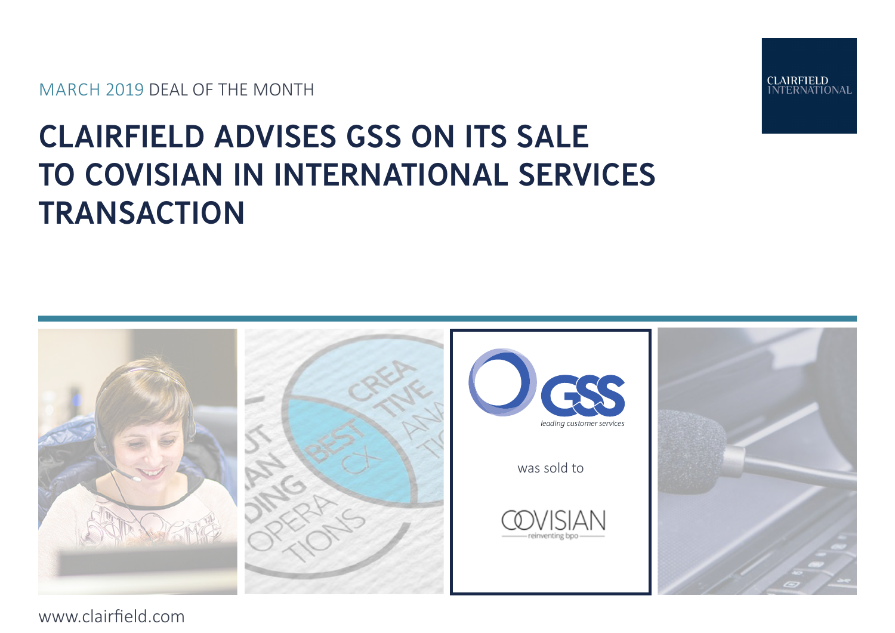MARCH 2019 DEAL OF THE MONTH

# CLAIRFIELD ADVISES GSS ON ITS SALE TO COVISIAN IN INTERNATIONAL SERVICES TRANSACTION

GSS
*leading customer services*

was sold to

COVISIAN
reinventing bpo

www.clairfield.com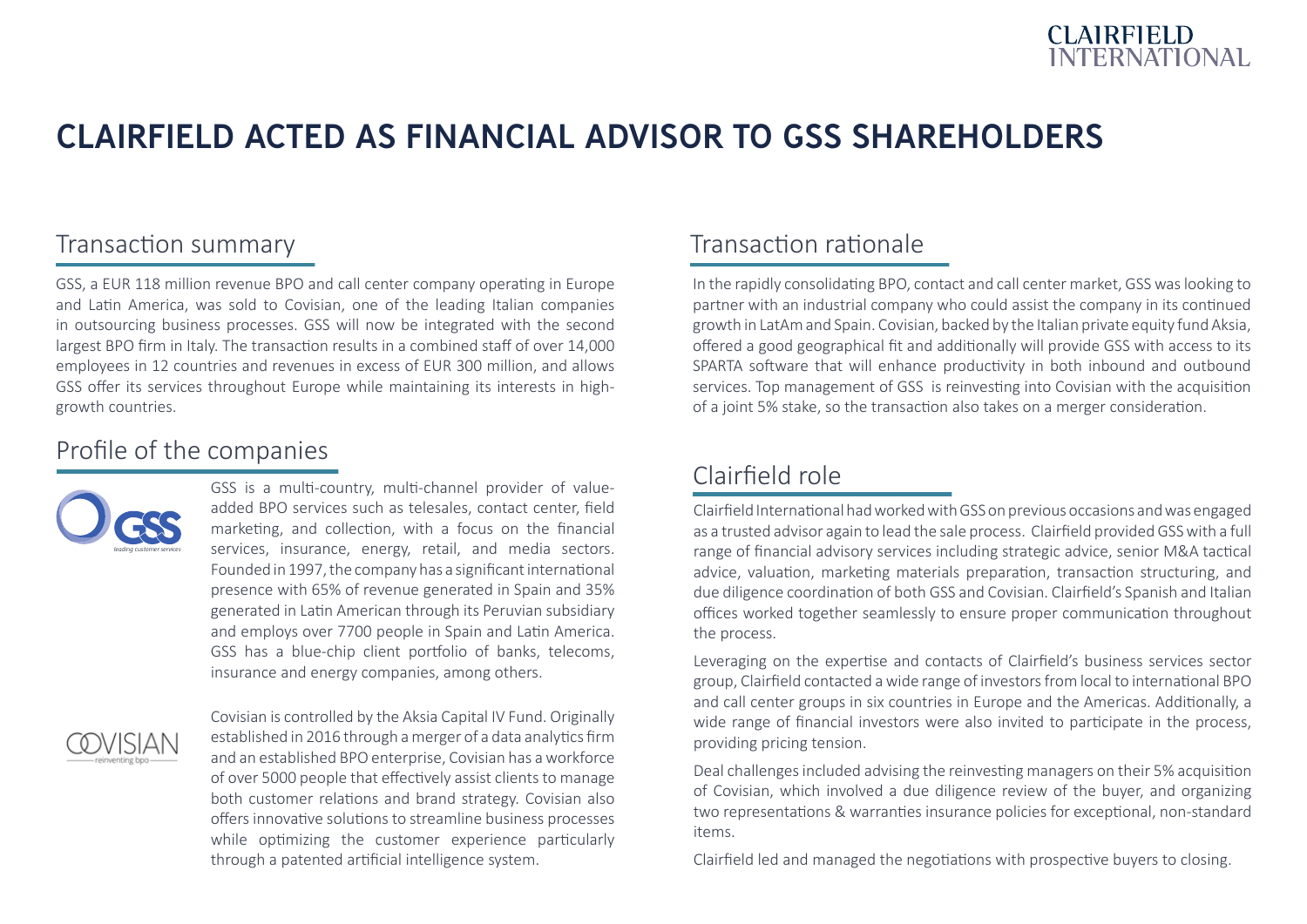# CLAIRFIELD ACTED AS FINANCIAL ADVISOR TO GSS SHAREHOLDERS

## Transaction summary

GSS, a EUR 118 million revenue BPO and call center company operating in Europe and Latin America, was sold to Covisian, one of the leading Italian companies in outsourcing business processes. GSS will now be integrated with the second largest BPO firm in Italy. The transaction results in a combined staff of over 14,000 employees in 12 countries and revenues in excess of EUR 300 million, and allows GSS offer its services throughout Europe while maintaining its interests in high-growth countries.

## Profile of the companies

GSS is a multi-country, multi-channel provider of value-added BPO services such as telesales, contact center, field marketing, and collection, with a focus on the financial services, insurance, energy, retail, and media sectors. Founded in 1997, the company has a significant international presence with 65% of revenue generated in Spain and 35% generated in Latin American through its Peruvian subsidiary and employs over 7700 people in Spain and Latin America. GSS has a blue-chip client portfolio of banks, telecoms, insurance and energy companies, among others.

Covisian is controlled by the Aksia Capital IV Fund. Originally established in 2016 through a merger of a data analytics firm and an established BPO enterprise, Covisian has a workforce of over 5000 people that effectively assist clients to manage both customer relations and brand strategy. Covisian also offers innovative solutions to streamline business processes while optimizing the customer experience particularly through a patented artificial intelligence system.

## Transaction rationale

In the rapidly consolidating BPO, contact and call center market, GSS was looking to partner with an industrial company who could assist the company in its continued growth in LatAm and Spain. Covisian, backed by the Italian private equity fund Aksia, offered a good geographical fit and additionally will provide GSS with access to its SPARTA software that will enhance productivity in both inbound and outbound services. Top management of GSS is reinvesting into Covisian with the acquisition of a joint 5% stake, so the transaction also takes on a merger consideration.

## Clairfield role

Clairfield International had worked with GSS on previous occasions and was engaged as a trusted advisor again to lead the sale process. Clairfield provided GSS with a full range of financial advisory services including strategic advice, senior M&A tactical advice, valuation, marketing materials preparation, transaction structuring, and due diligence coordination of both GSS and Covisian. Clairfield's Spanish and Italian offices worked together seamlessly to ensure proper communication throughout the process.

Leveraging on the expertise and contacts of Clairfield's business services sector group, Clairfield contacted a wide range of investors from local to international BPO and call center groups in six countries in Europe and the Americas. Additionally, a wide range of financial investors were also invited to participate in the process, providing pricing tension.

Deal challenges included advising the reinvesting managers on their 5% acquisition of Covisian, which involved a due diligence review of the buyer, and organizing two representations & warranties insurance policies for exceptional, non-standard items.

Clairfield led and managed the negotiations with prospective buyers to closing.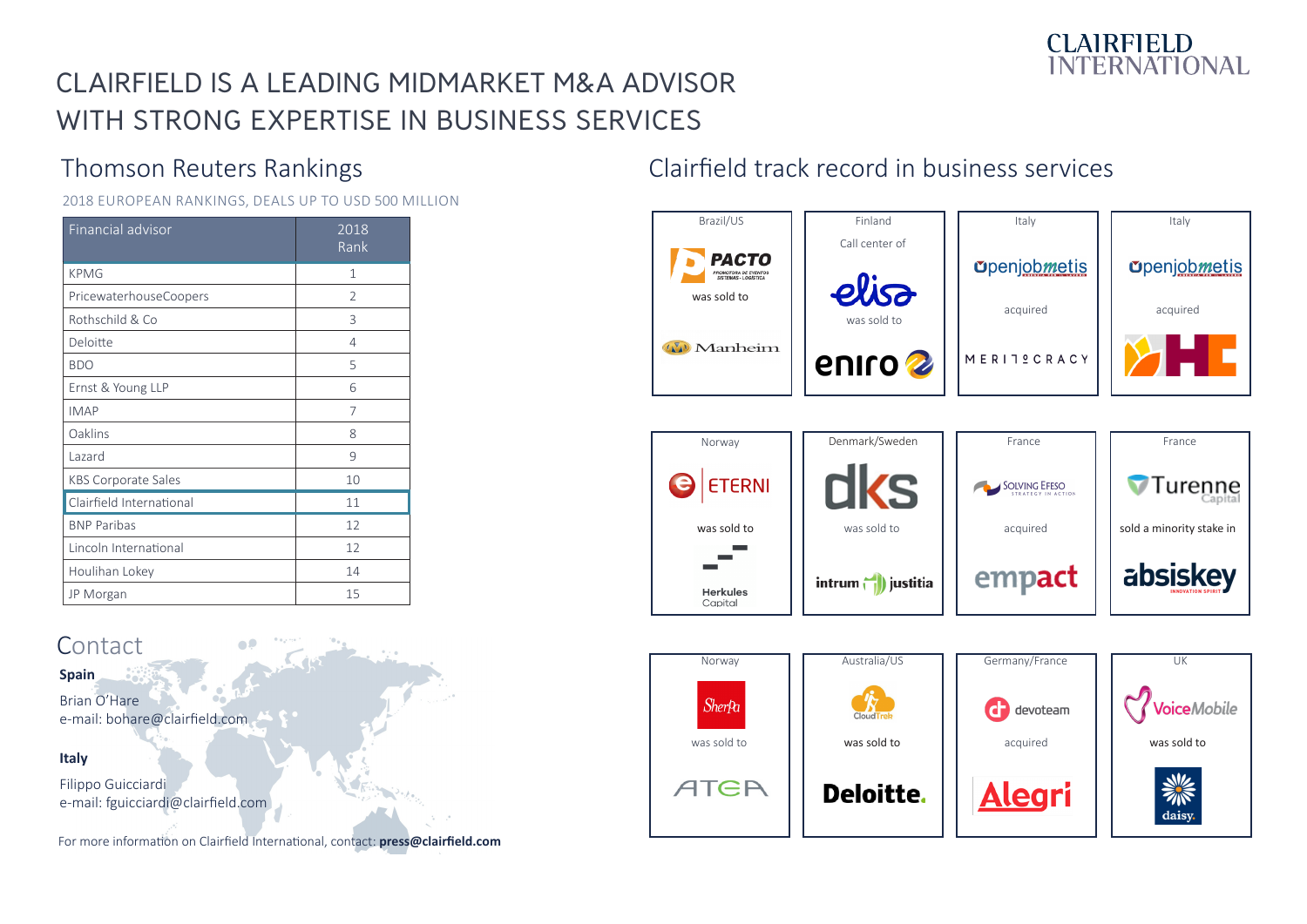# CLAIRFIELD IS A LEADING MIDMARKET M&A ADVISOR WITH STRONG EXPERTISE IN BUSINESS SERVICES

## Thomson Reuters Rankings

2018 EUROPEAN RANKINGS, DEALS UP TO USD 500 MILLION

| Financial advisor | 2018 Rank |
|---|---|
| KPMG | 1 |
| PricewaterhouseCoopers | 2 |
| Rothschild & Co | 3 |
| Deloitte | 4 |
| BDO | 5 |
| Ernst & Young LLP | 6 |
| IMAP | 7 |
| Oaklins | 8 |
| Lazard | 9 |
| KBS Corporate Sales | 10 |
| Clairfield International | 11 |
| BNP Paribas | 12 |
| Lincoln International | 12 |
| Houlihan Lokey | 14 |
| JP Morgan | 15 |

## Clairfield track record in business services

Brazil/US — PACTO was sold to Manheim

Finland — Call center of elisa was sold to eniro

Italy — Openjobmetis acquired Meritocracy

Italy — Openjobmetis acquired HC

Norway — ETERNI was sold to Herkules Capital

Denmark/Sweden — dks was sold to intrum justitia

France — Solving Efeso acquired empact

France — Turenne Capital sold a minority stake in absiskey

Norway — Sherpa was sold to ATEA

Australia/US — CloudTrek was sold to Deloitte.

Germany/France — devoteam acquired Alegri

UK — VoiceMobile was sold to daisy.

## Contact

**Spain**

Brian O'Hare
e-mail: bohare@clairfield.com

**Italy**

Filippo Guicciardi
e-mail: fguicciardi@clairfield.com

For more information on Clairfield International, contact: **press@clairfield.com**